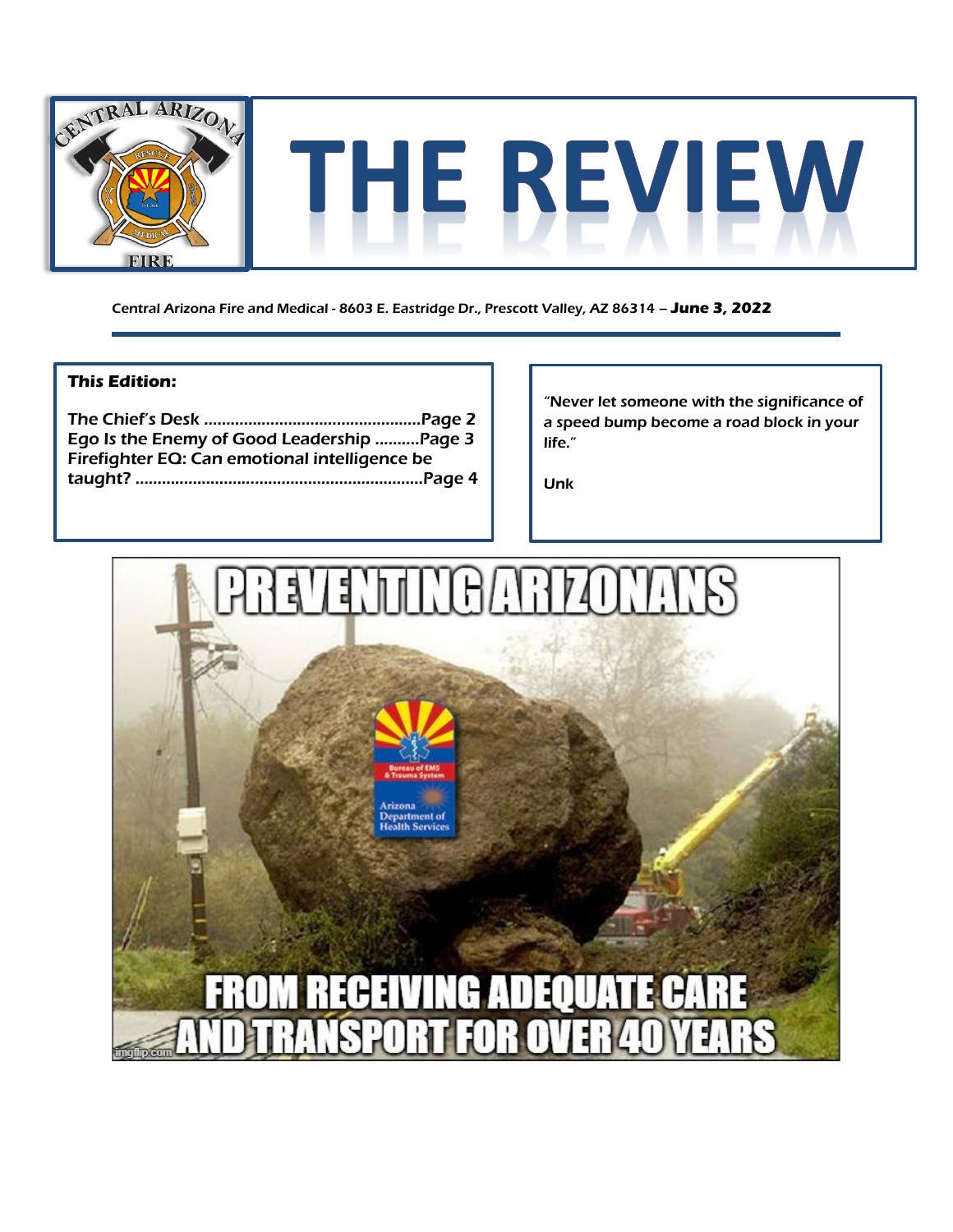# THE REVIEW

Central Arizona Fire and Medical - 8603 E. Eastridge Dr., Prescott Valley, AZ 86314 – **June 3, 2022**

**This Edition:**

The Chief's Desk ..................................................Page 2
Ego Is the Enemy of Good Leadership ..........Page 3
Firefighter EQ: Can emotional intelligence be taught? ..................................................................Page 4

*"Never let someone with the significance of a speed bump become a road block in your life."*

Unk

PREVENTING ARIZONANS FROM RECEIVING ADEQUATE CARE AND TRANSPORT FOR OVER 40 YEARS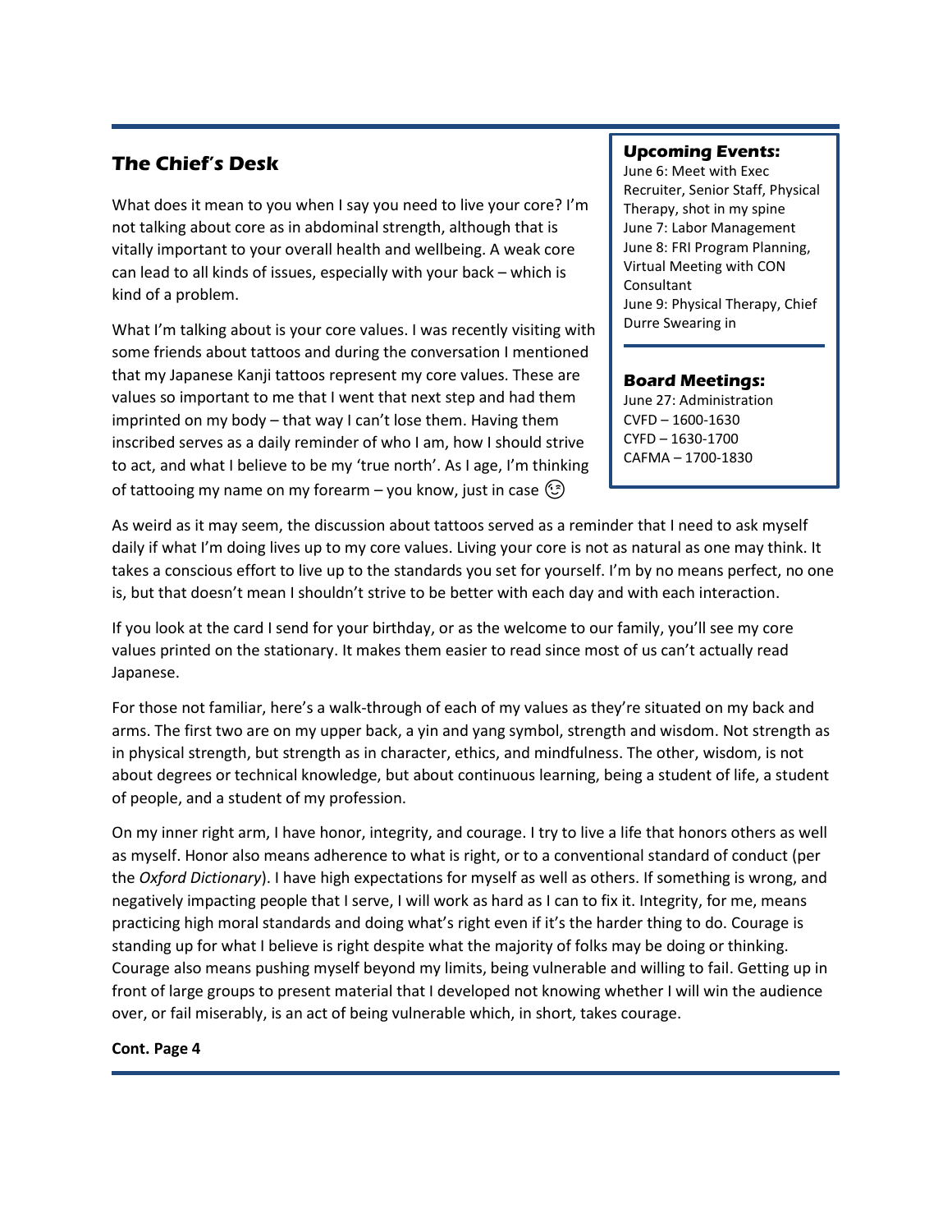## The Chief's Desk

What does it mean to you when I say you need to live your core? I'm not talking about core as in abdominal strength, although that is vitally important to your overall health and wellbeing. A weak core can lead to all kinds of issues, especially with your back – which is kind of a problem.

What I'm talking about is your core values. I was recently visiting with some friends about tattoos and during the conversation I mentioned that my Japanese Kanji tattoos represent my core values. These are values so important to me that I went that next step and had them imprinted on my body – that way I can't lose them. Having them inscribed serves as a daily reminder of who I am, how I should strive to act, and what I believe to be my 'true north'. As I age, I'm thinking of tattooing my name on my forearm – you know, just in case 😉

**Upcoming Events:**

June 6: Meet with Exec Recruiter, Senior Staff, Physical Therapy, shot in my spine
June 7: Labor Management
June 8: FRI Program Planning, Virtual Meeting with CON Consultant
June 9: Physical Therapy, Chief Durre Swearing in

**Board Meetings:**

June 27: Administration
CVFD – 1600-1630
CYFD – 1630-1700
CAFMA – 1700-1830

As weird as it may seem, the discussion about tattoos served as a reminder that I need to ask myself daily if what I'm doing lives up to my core values. Living your core is not as natural as one may think. It takes a conscious effort to live up to the standards you set for yourself. I'm by no means perfect, no one is, but that doesn't mean I shouldn't strive to be better with each day and with each interaction.

If you look at the card I send for your birthday, or as the welcome to our family, you'll see my core values printed on the stationary. It makes them easier to read since most of us can't actually read Japanese.

For those not familiar, here's a walk-through of each of my values as they're situated on my back and arms. The first two are on my upper back, a yin and yang symbol, strength and wisdom. Not strength as in physical strength, but strength as in character, ethics, and mindfulness. The other, wisdom, is not about degrees or technical knowledge, but about continuous learning, being a student of life, a student of people, and a student of my profession.

On my inner right arm, I have honor, integrity, and courage. I try to live a life that honors others as well as myself. Honor also means adherence to what is right, or to a conventional standard of conduct (per the *Oxford Dictionary*). I have high expectations for myself as well as others. If something is wrong, and negatively impacting people that I serve, I will work as hard as I can to fix it. Integrity, for me, means practicing high moral standards and doing what's right even if it's the harder thing to do. Courage is standing up for what I believe is right despite what the majority of folks may be doing or thinking. Courage also means pushing myself beyond my limits, being vulnerable and willing to fail. Getting up in front of large groups to present material that I developed not knowing whether I will win the audience over, or fail miserably, is an act of being vulnerable which, in short, takes courage.

**Cont. Page 4**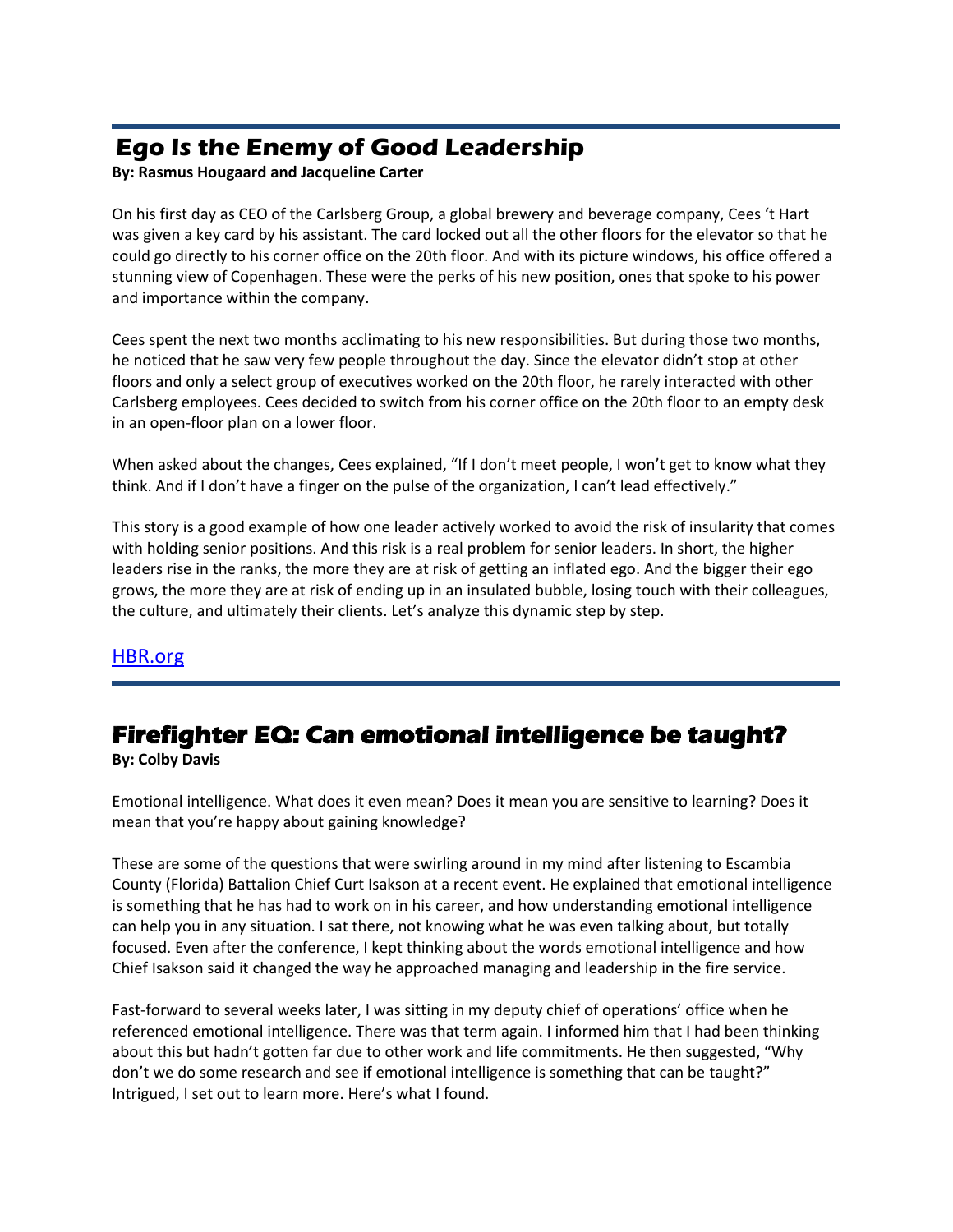## Ego Is the Enemy of Good Leadership

**By: Rasmus Hougaard and Jacqueline Carter**

On his first day as CEO of the Carlsberg Group, a global brewery and beverage company, Cees 't Hart was given a key card by his assistant. The card locked out all the other floors for the elevator so that he could go directly to his corner office on the 20th floor. And with its picture windows, his office offered a stunning view of Copenhagen. These were the perks of his new position, ones that spoke to his power and importance within the company.

Cees spent the next two months acclimating to his new responsibilities. But during those two months, he noticed that he saw very few people throughout the day. Since the elevator didn't stop at other floors and only a select group of executives worked on the 20th floor, he rarely interacted with other Carlsberg employees. Cees decided to switch from his corner office on the 20th floor to an empty desk in an open-floor plan on a lower floor.

When asked about the changes, Cees explained, "If I don't meet people, I won't get to know what they think. And if I don't have a finger on the pulse of the organization, I can't lead effectively."

This story is a good example of how one leader actively worked to avoid the risk of insularity that comes with holding senior positions. And this risk is a real problem for senior leaders. In short, the higher leaders rise in the ranks, the more they are at risk of getting an inflated ego. And the bigger their ego grows, the more they are at risk of ending up in an insulated bubble, losing touch with their colleagues, the culture, and ultimately their clients. Let's analyze this dynamic step by step.

HBR.org

## Firefighter EQ: Can emotional intelligence be taught?

**By: Colby Davis**

Emotional intelligence. What does it even mean? Does it mean you are sensitive to learning? Does it mean that you're happy about gaining knowledge?

These are some of the questions that were swirling around in my mind after listening to Escambia County (Florida) Battalion Chief Curt Isakson at a recent event. He explained that emotional intelligence is something that he has had to work on in his career, and how understanding emotional intelligence can help you in any situation. I sat there, not knowing what he was even talking about, but totally focused. Even after the conference, I kept thinking about the words emotional intelligence and how Chief Isakson said it changed the way he approached managing and leadership in the fire service.

Fast-forward to several weeks later, I was sitting in my deputy chief of operations' office when he referenced emotional intelligence. There was that term again. I informed him that I had been thinking about this but hadn't gotten far due to other work and life commitments. He then suggested, "Why don't we do some research and see if emotional intelligence is something that can be taught?" Intrigued, I set out to learn more. Here's what I found.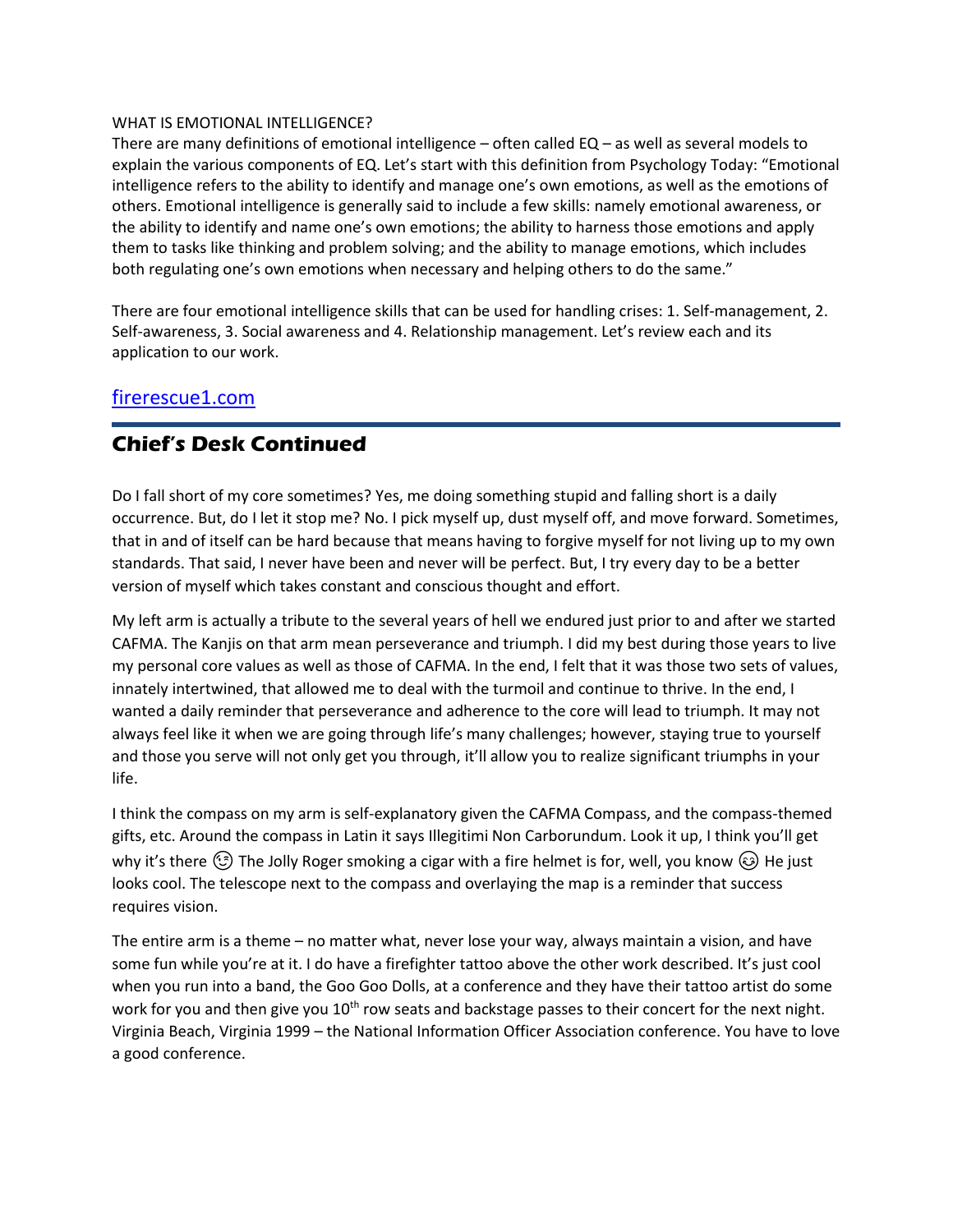WHAT IS EMOTIONAL INTELLIGENCE?

There are many definitions of emotional intelligence – often called EQ – as well as several models to explain the various components of EQ. Let's start with this definition from Psychology Today: "Emotional intelligence refers to the ability to identify and manage one's own emotions, as well as the emotions of others. Emotional intelligence is generally said to include a few skills: namely emotional awareness, or the ability to identify and name one's own emotions; the ability to harness those emotions and apply them to tasks like thinking and problem solving; and the ability to manage emotions, which includes both regulating one's own emotions when necessary and helping others to do the same."

There are four emotional intelligence skills that can be used for handling crises: 1. Self-management, 2. Self-awareness, 3. Social awareness and 4. Relationship management. Let's review each and its application to our work.

[firerescue1.com](firerescue1.com)

## Chief's Desk Continued

Do I fall short of my core sometimes? Yes, me doing something stupid and falling short is a daily occurrence. But, do I let it stop me? No. I pick myself up, dust myself off, and move forward. Sometimes, that in and of itself can be hard because that means having to forgive myself for not living up to my own standards. That said, I never have been and never will be perfect. But, I try every day to be a better version of myself which takes constant and conscious thought and effort.

My left arm is actually a tribute to the several years of hell we endured just prior to and after we started CAFMA. The Kanjis on that arm mean perseverance and triumph. I did my best during those years to live my personal core values as well as those of CAFMA. In the end, I felt that it was those two sets of values, innately intertwined, that allowed me to deal with the turmoil and continue to thrive. In the end, I wanted a daily reminder that perseverance and adherence to the core will lead to triumph. It may not always feel like it when we are going through life's many challenges; however, staying true to yourself and those you serve will not only get you through, it'll allow you to realize significant triumphs in your life.

I think the compass on my arm is self-explanatory given the CAFMA Compass, and the compass-themed gifts, etc. Around the compass in Latin it says Illegitimi Non Carborundum. Look it up, I think you'll get why it's there 😉 The Jolly Roger smoking a cigar with a fire helmet is for, well, you know 😉 He just looks cool. The telescope next to the compass and overlaying the map is a reminder that success requires vision.

The entire arm is a theme – no matter what, never lose your way, always maintain a vision, and have some fun while you're at it. I do have a firefighter tattoo above the other work described. It's just cool when you run into a band, the Goo Goo Dolls, at a conference and they have their tattoo artist do some work for you and then give you 10th row seats and backstage passes to their concert for the next night. Virginia Beach, Virginia 1999 – the National Information Officer Association conference. You have to love a good conference.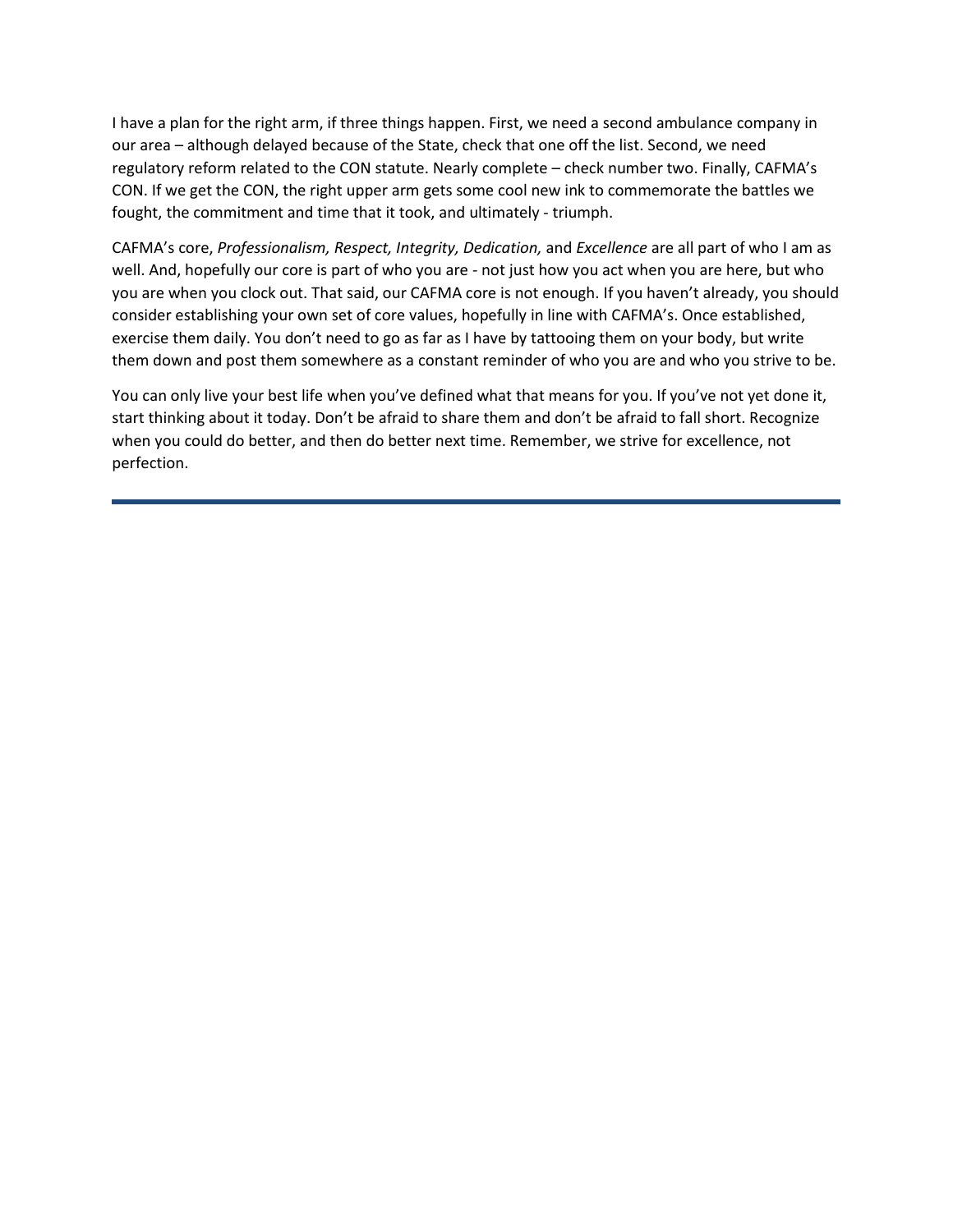I have a plan for the right arm, if three things happen. First, we need a second ambulance company in our area – although delayed because of the State, check that one off the list. Second, we need regulatory reform related to the CON statute. Nearly complete – check number two. Finally, CAFMA's CON. If we get the CON, the right upper arm gets some cool new ink to commemorate the battles we fought, the commitment and time that it took, and ultimately - triumph.

CAFMA's core, *Professionalism, Respect, Integrity, Dedication,* and *Excellence* are all part of who I am as well. And, hopefully our core is part of who you are - not just how you act when you are here, but who you are when you clock out. That said, our CAFMA core is not enough. If you haven't already, you should consider establishing your own set of core values, hopefully in line with CAFMA's. Once established, exercise them daily. You don't need to go as far as I have by tattooing them on your body, but write them down and post them somewhere as a constant reminder of who you are and who you strive to be.

You can only live your best life when you've defined what that means for you. If you've not yet done it, start thinking about it today. Don't be afraid to share them and don't be afraid to fall short. Recognize when you could do better, and then do better next time. Remember, we strive for excellence, not perfection.